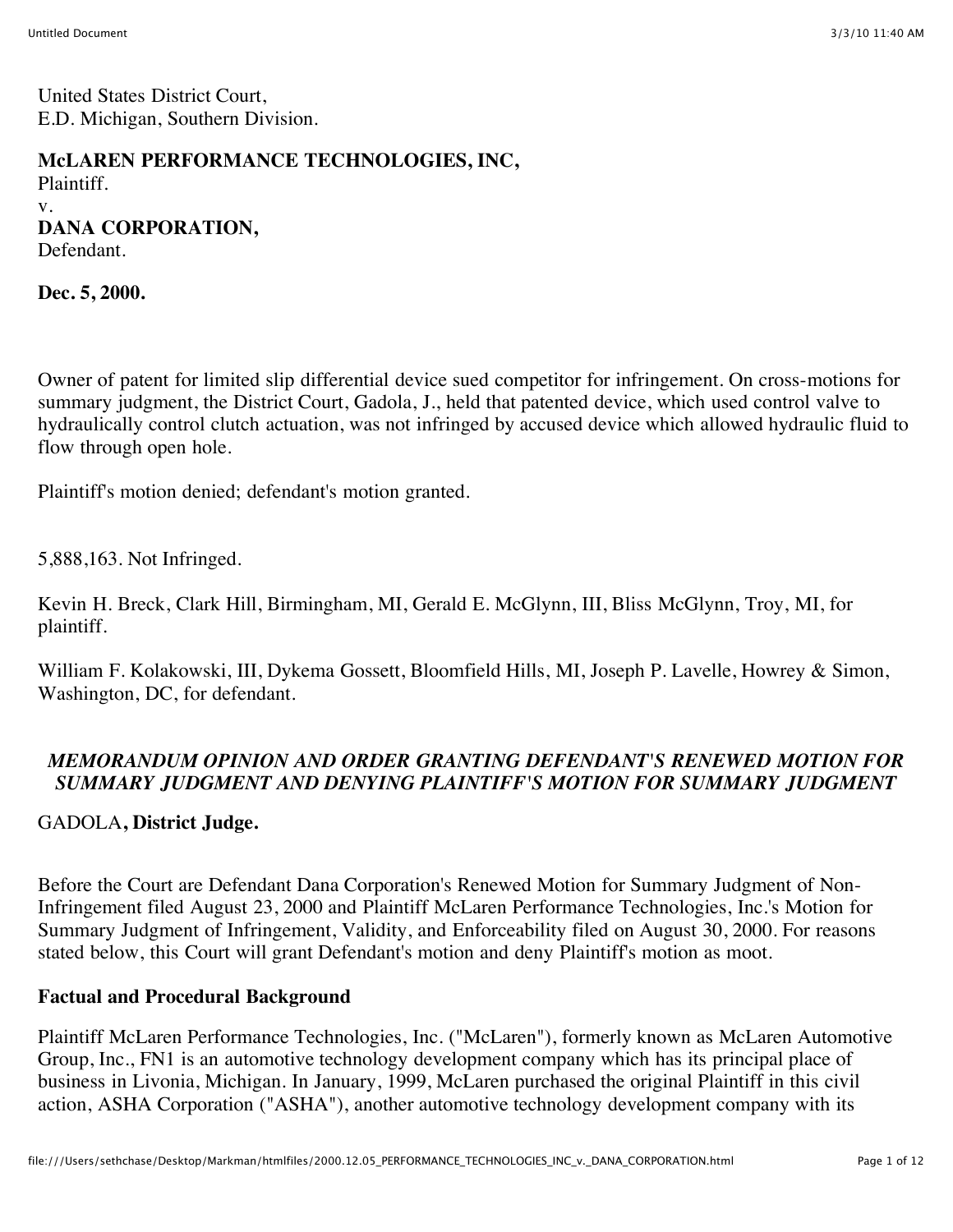United States District Court,
E.D. Michigan, Southern Division.

**McLAREN PERFORMANCE TECHNOLOGIES, INC,**
Plaintiff.
v.
**DANA CORPORATION,**
Defendant.

**Dec. 5, 2000.**

Owner of patent for limited slip differential device sued competitor for infringement. On cross-motions for summary judgment, the District Court, Gadola, J., held that patented device, which used control valve to hydraulically control clutch actuation, was not infringed by accused device which allowed hydraulic fluid to flow through open hole.

Plaintiff's motion denied; defendant's motion granted.

5,888,163. Not Infringed.

Kevin H. Breck, Clark Hill, Birmingham, MI, Gerald E. McGlynn, III, Bliss McGlynn, Troy, MI, for plaintiff.

William F. Kolakowski, III, Dykema Gossett, Bloomfield Hills, MI, Joseph P. Lavelle, Howrey & Simon, Washington, DC, for defendant.

***MEMORANDUM OPINION AND ORDER GRANTING DEFENDANT'S RENEWED MOTION FOR SUMMARY JUDGMENT AND DENYING PLAINTIFF'S MOTION FOR SUMMARY JUDGMENT***

GADOLA**, District Judge.**

Before the Court are Defendant Dana Corporation's Renewed Motion for Summary Judgment of Non-Infringement filed August 23, 2000 and Plaintiff McLaren Performance Technologies, Inc.'s Motion for Summary Judgment of Infringement, Validity, and Enforceability filed on August 30, 2000. For reasons stated below, this Court will grant Defendant's motion and deny Plaintiff's motion as moot.

**Factual and Procedural Background**

Plaintiff McLaren Performance Technologies, Inc. ("McLaren"), formerly known as McLaren Automotive Group, Inc., FN1 is an automotive technology development company which has its principal place of business in Livonia, Michigan. In January, 1999, McLaren purchased the original Plaintiff in this civil action, ASHA Corporation ("ASHA"), another automotive technology development company with its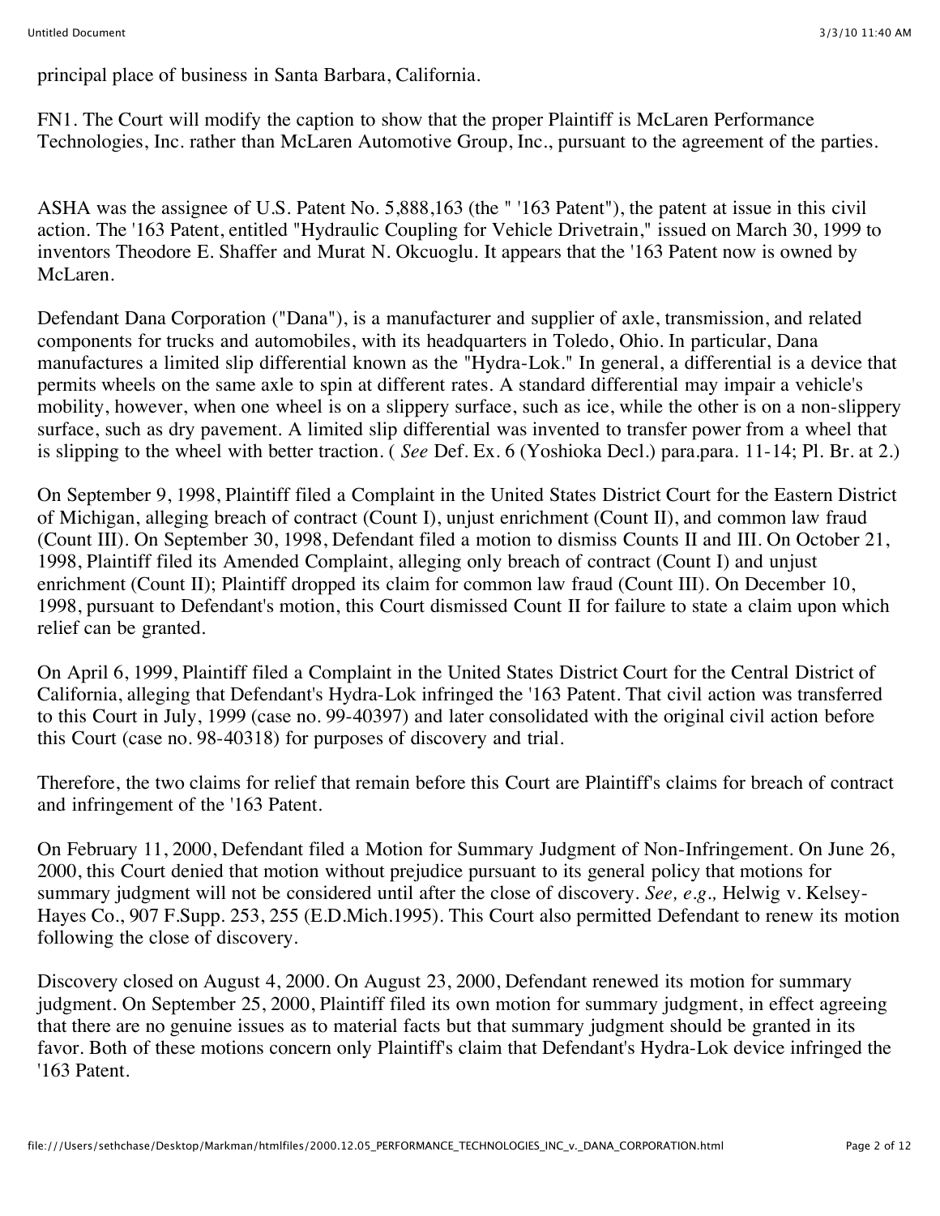principal place of business in Santa Barbara, California.

FN1. The Court will modify the caption to show that the proper Plaintiff is McLaren Performance Technologies, Inc. rather than McLaren Automotive Group, Inc., pursuant to the agreement of the parties.

ASHA was the assignee of U.S. Patent No. 5,888,163 (the " '163 Patent"), the patent at issue in this civil action. The '163 Patent, entitled "Hydraulic Coupling for Vehicle Drivetrain," issued on March 30, 1999 to inventors Theodore E. Shaffer and Murat N. Okcuoglu. It appears that the '163 Patent now is owned by McLaren.

Defendant Dana Corporation ("Dana"), is a manufacturer and supplier of axle, transmission, and related components for trucks and automobiles, with its headquarters in Toledo, Ohio. In particular, Dana manufactures a limited slip differential known as the "Hydra-Lok." In general, a differential is a device that permits wheels on the same axle to spin at different rates. A standard differential may impair a vehicle's mobility, however, when one wheel is on a slippery surface, such as ice, while the other is on a non-slippery surface, such as dry pavement. A limited slip differential was invented to transfer power from a wheel that is slipping to the wheel with better traction. ( *See* Def. Ex. 6 (Yoshioka Decl.) para.para. 11-14; Pl. Br. at 2.)

On September 9, 1998, Plaintiff filed a Complaint in the United States District Court for the Eastern District of Michigan, alleging breach of contract (Count I), unjust enrichment (Count II), and common law fraud (Count III). On September 30, 1998, Defendant filed a motion to dismiss Counts II and III. On October 21, 1998, Plaintiff filed its Amended Complaint, alleging only breach of contract (Count I) and unjust enrichment (Count II); Plaintiff dropped its claim for common law fraud (Count III). On December 10, 1998, pursuant to Defendant's motion, this Court dismissed Count II for failure to state a claim upon which relief can be granted.

On April 6, 1999, Plaintiff filed a Complaint in the United States District Court for the Central District of California, alleging that Defendant's Hydra-Lok infringed the '163 Patent. That civil action was transferred to this Court in July, 1999 (case no. 99-40397) and later consolidated with the original civil action before this Court (case no. 98-40318) for purposes of discovery and trial.

Therefore, the two claims for relief that remain before this Court are Plaintiff's claims for breach of contract and infringement of the '163 Patent.

On February 11, 2000, Defendant filed a Motion for Summary Judgment of Non-Infringement. On June 26, 2000, this Court denied that motion without prejudice pursuant to its general policy that motions for summary judgment will not be considered until after the close of discovery. *See, e.g.,* Helwig v. Kelsey-Hayes Co., 907 F.Supp. 253, 255 (E.D.Mich.1995). This Court also permitted Defendant to renew its motion following the close of discovery.

Discovery closed on August 4, 2000. On August 23, 2000, Defendant renewed its motion for summary judgment. On September 25, 2000, Plaintiff filed its own motion for summary judgment, in effect agreeing that there are no genuine issues as to material facts but that summary judgment should be granted in its favor. Both of these motions concern only Plaintiff's claim that Defendant's Hydra-Lok device infringed the '163 Patent.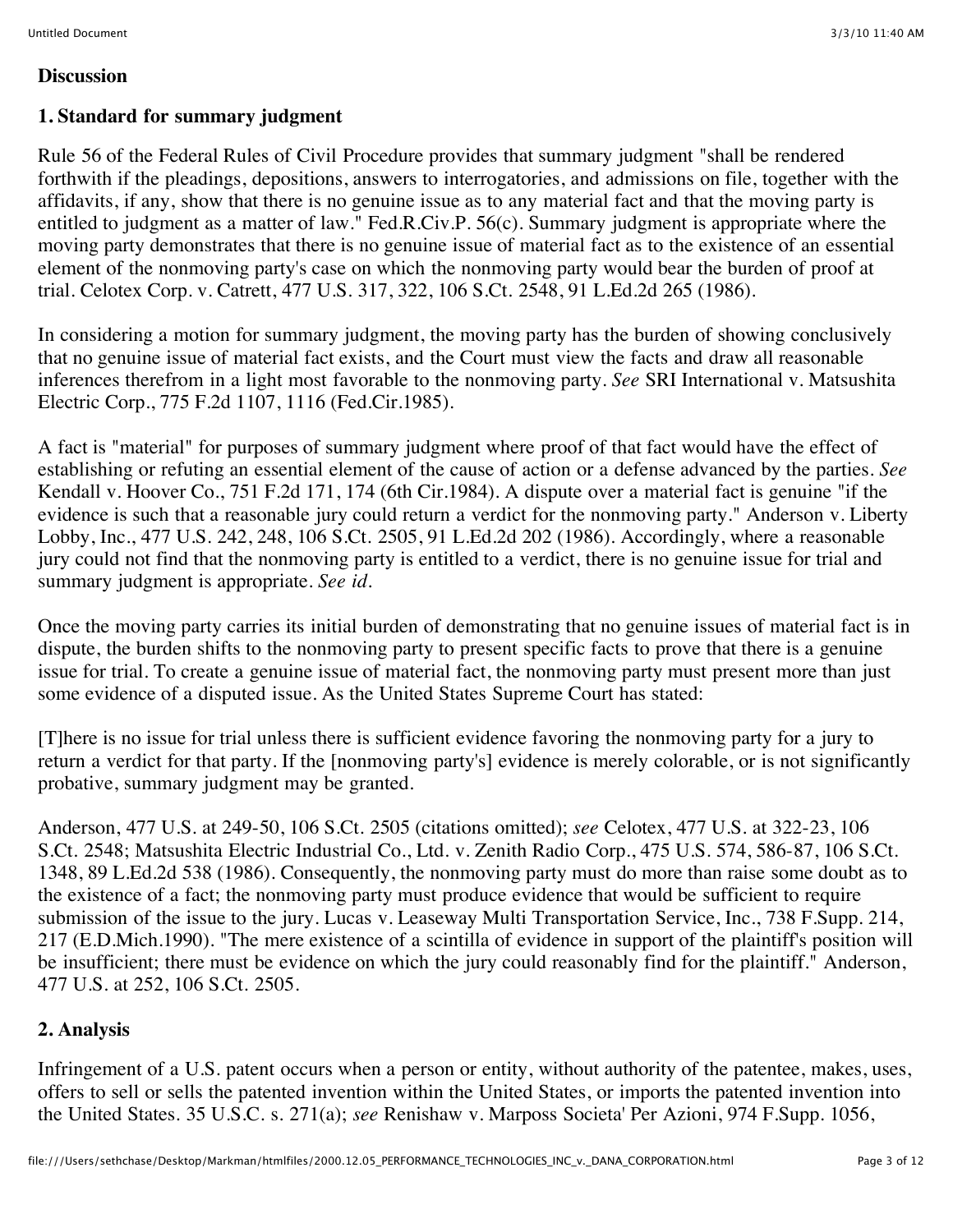**Discussion**

**1. Standard for summary judgment**

Rule 56 of the Federal Rules of Civil Procedure provides that summary judgment "shall be rendered forthwith if the pleadings, depositions, answers to interrogatories, and admissions on file, together with the affidavits, if any, show that there is no genuine issue as to any material fact and that the moving party is entitled to judgment as a matter of law." Fed.R.Civ.P. 56(c). Summary judgment is appropriate where the moving party demonstrates that there is no genuine issue of material fact as to the existence of an essential element of the nonmoving party's case on which the nonmoving party would bear the burden of proof at trial. Celotex Corp. v. Catrett, 477 U.S. 317, 322, 106 S.Ct. 2548, 91 L.Ed.2d 265 (1986).

In considering a motion for summary judgment, the moving party has the burden of showing conclusively that no genuine issue of material fact exists, and the Court must view the facts and draw all reasonable inferences therefrom in a light most favorable to the nonmoving party. *See* SRI International v. Matsushita Electric Corp., 775 F.2d 1107, 1116 (Fed.Cir.1985).

A fact is "material" for purposes of summary judgment where proof of that fact would have the effect of establishing or refuting an essential element of the cause of action or a defense advanced by the parties. *See* Kendall v. Hoover Co., 751 F.2d 171, 174 (6th Cir.1984). A dispute over a material fact is genuine "if the evidence is such that a reasonable jury could return a verdict for the nonmoving party." Anderson v. Liberty Lobby, Inc., 477 U.S. 242, 248, 106 S.Ct. 2505, 91 L.Ed.2d 202 (1986). Accordingly, where a reasonable jury could not find that the nonmoving party is entitled to a verdict, there is no genuine issue for trial and summary judgment is appropriate. *See id.*

Once the moving party carries its initial burden of demonstrating that no genuine issues of material fact is in dispute, the burden shifts to the nonmoving party to present specific facts to prove that there is a genuine issue for trial. To create a genuine issue of material fact, the nonmoving party must present more than just some evidence of a disputed issue. As the United States Supreme Court has stated:

[T]here is no issue for trial unless there is sufficient evidence favoring the nonmoving party for a jury to return a verdict for that party. If the [nonmoving party's] evidence is merely colorable, or is not significantly probative, summary judgment may be granted.

Anderson, 477 U.S. at 249-50, 106 S.Ct. 2505 (citations omitted); *see* Celotex, 477 U.S. at 322-23, 106 S.Ct. 2548; Matsushita Electric Industrial Co., Ltd. v. Zenith Radio Corp., 475 U.S. 574, 586-87, 106 S.Ct. 1348, 89 L.Ed.2d 538 (1986). Consequently, the nonmoving party must do more than raise some doubt as to the existence of a fact; the nonmoving party must produce evidence that would be sufficient to require submission of the issue to the jury. Lucas v. Leaseway Multi Transportation Service, Inc., 738 F.Supp. 214, 217 (E.D.Mich.1990). "The mere existence of a scintilla of evidence in support of the plaintiff's position will be insufficient; there must be evidence on which the jury could reasonably find for the plaintiff." Anderson, 477 U.S. at 252, 106 S.Ct. 2505.

**2. Analysis**

Infringement of a U.S. patent occurs when a person or entity, without authority of the patentee, makes, uses, offers to sell or sells the patented invention within the United States, or imports the patented invention into the United States. 35 U.S.C. s. 271(a); *see* Renishaw v. Marposs Societa' Per Azioni, 974 F.Supp. 1056,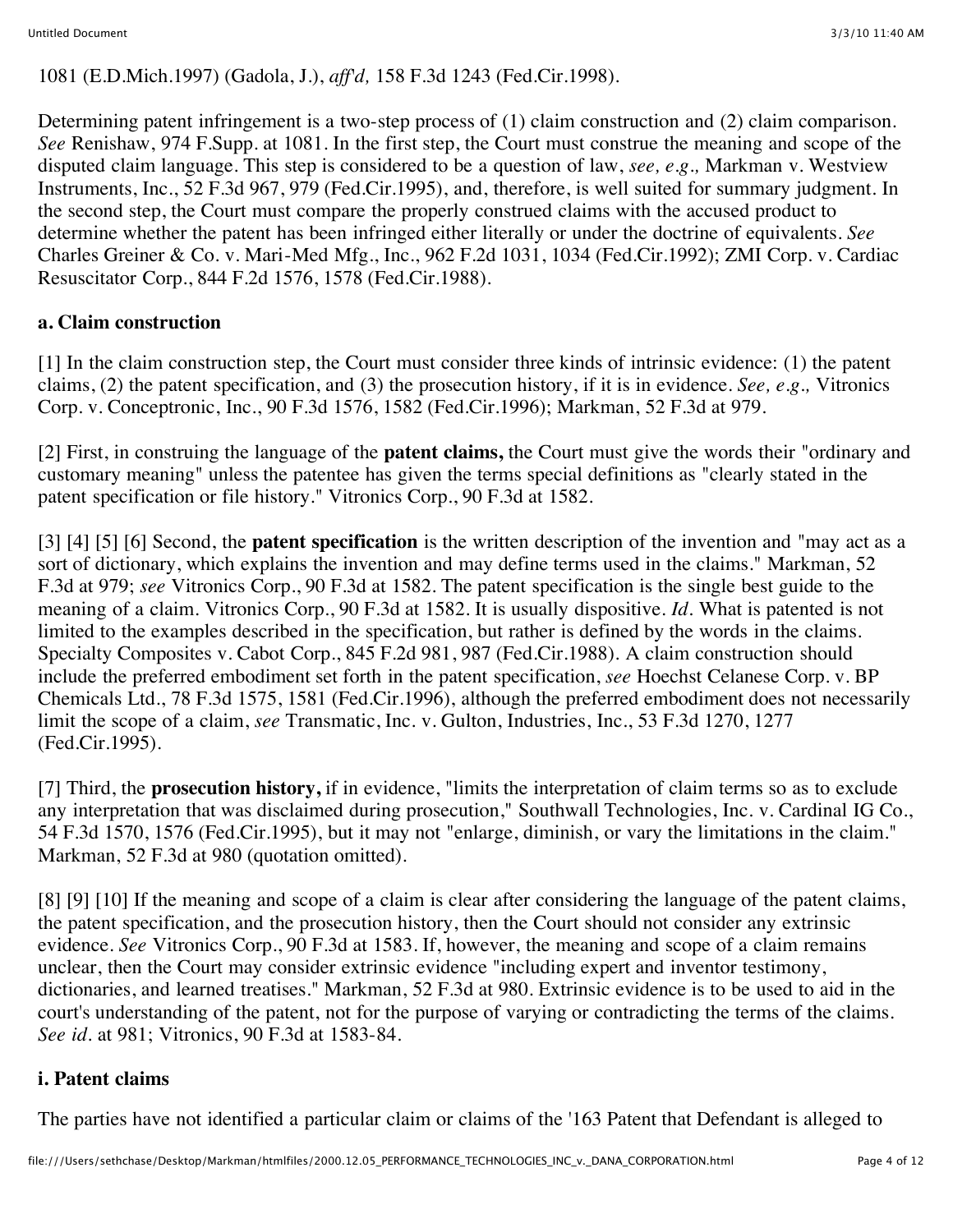1081 (E.D.Mich.1997) (Gadola, J.), *aff'd,* 158 F.3d 1243 (Fed.Cir.1998).

Determining patent infringement is a two-step process of (1) claim construction and (2) claim comparison. *See* Renishaw, 974 F.Supp. at 1081. In the first step, the Court must construe the meaning and scope of the disputed claim language. This step is considered to be a question of law, *see, e.g.,* Markman v. Westview Instruments, Inc., 52 F.3d 967, 979 (Fed.Cir.1995), and, therefore, is well suited for summary judgment. In the second step, the Court must compare the properly construed claims with the accused product to determine whether the patent has been infringed either literally or under the doctrine of equivalents. *See* Charles Greiner & Co. v. Mari-Med Mfg., Inc., 962 F.2d 1031, 1034 (Fed.Cir.1992); ZMI Corp. v. Cardiac Resuscitator Corp., 844 F.2d 1576, 1578 (Fed.Cir.1988).

**a. Claim construction**

[1] In the claim construction step, the Court must consider three kinds of intrinsic evidence: (1) the patent claims, (2) the patent specification, and (3) the prosecution history, if it is in evidence. *See, e.g.,* Vitronics Corp. v. Conceptronic, Inc., 90 F.3d 1576, 1582 (Fed.Cir.1996); Markman, 52 F.3d at 979.

[2] First, in construing the language of the **patent claims,** the Court must give the words their "ordinary and customary meaning" unless the patentee has given the terms special definitions as "clearly stated in the patent specification or file history." Vitronics Corp., 90 F.3d at 1582.

[3] [4] [5] [6] Second, the **patent specification** is the written description of the invention and "may act as a sort of dictionary, which explains the invention and may define terms used in the claims." Markman, 52 F.3d at 979; *see* Vitronics Corp., 90 F.3d at 1582. The patent specification is the single best guide to the meaning of a claim. Vitronics Corp., 90 F.3d at 1582. It is usually dispositive. *Id*. What is patented is not limited to the examples described in the specification, but rather is defined by the words in the claims. Specialty Composites v. Cabot Corp., 845 F.2d 981, 987 (Fed.Cir.1988). A claim construction should include the preferred embodiment set forth in the patent specification, *see* Hoechst Celanese Corp. v. BP Chemicals Ltd., 78 F.3d 1575, 1581 (Fed.Cir.1996), although the preferred embodiment does not necessarily limit the scope of a claim, *see* Transmatic, Inc. v. Gulton, Industries, Inc., 53 F.3d 1270, 1277 (Fed.Cir.1995).

[7] Third, the **prosecution history,** if in evidence, "limits the interpretation of claim terms so as to exclude any interpretation that was disclaimed during prosecution," Southwall Technologies, Inc. v. Cardinal IG Co., 54 F.3d 1570, 1576 (Fed.Cir.1995), but it may not "enlarge, diminish, or vary the limitations in the claim." Markman, 52 F.3d at 980 (quotation omitted).

[8] [9] [10] If the meaning and scope of a claim is clear after considering the language of the patent claims, the patent specification, and the prosecution history, then the Court should not consider any extrinsic evidence. *See* Vitronics Corp., 90 F.3d at 1583. If, however, the meaning and scope of a claim remains unclear, then the Court may consider extrinsic evidence "including expert and inventor testimony, dictionaries, and learned treatises." Markman, 52 F.3d at 980. Extrinsic evidence is to be used to aid in the court's understanding of the patent, not for the purpose of varying or contradicting the terms of the claims. *See id.* at 981; Vitronics, 90 F.3d at 1583-84.

**i. Patent claims**

The parties have not identified a particular claim or claims of the '163 Patent that Defendant is alleged to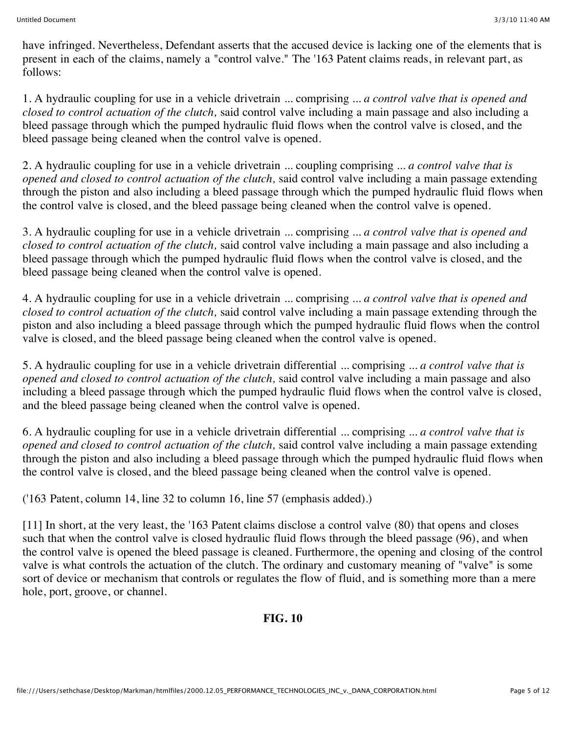have infringed. Nevertheless, Defendant asserts that the accused device is lacking one of the elements that is present in each of the claims, namely a "control valve." The '163 Patent claims reads, in relevant part, as follows:

1. A hydraulic coupling for use in a vehicle drivetrain ... comprising ... *a control valve that is opened and closed to control actuation of the clutch,* said control valve including a main passage and also including a bleed passage through which the pumped hydraulic fluid flows when the control valve is closed, and the bleed passage being cleaned when the control valve is opened.

2. A hydraulic coupling for use in a vehicle drivetrain ... coupling comprising ... *a control valve that is opened and closed to control actuation of the clutch,* said control valve including a main passage extending through the piston and also including a bleed passage through which the pumped hydraulic fluid flows when the control valve is closed, and the bleed passage being cleaned when the control valve is opened.

3. A hydraulic coupling for use in a vehicle drivetrain ... comprising ... *a control valve that is opened and closed to control actuation of the clutch,* said control valve including a main passage and also including a bleed passage through which the pumped hydraulic fluid flows when the control valve is closed, and the bleed passage being cleaned when the control valve is opened.

4. A hydraulic coupling for use in a vehicle drivetrain ... comprising ... *a control valve that is opened and closed to control actuation of the clutch,* said control valve including a main passage extending through the piston and also including a bleed passage through which the pumped hydraulic fluid flows when the control valve is closed, and the bleed passage being cleaned when the control valve is opened.

5. A hydraulic coupling for use in a vehicle drivetrain differential ... comprising ... *a control valve that is opened and closed to control actuation of the clutch,* said control valve including a main passage and also including a bleed passage through which the pumped hydraulic fluid flows when the control valve is closed, and the bleed passage being cleaned when the control valve is opened.

6. A hydraulic coupling for use in a vehicle drivetrain differential ... comprising ... *a control valve that is opened and closed to control actuation of the clutch,* said control valve including a main passage extending through the piston and also including a bleed passage through which the pumped hydraulic fluid flows when the control valve is closed, and the bleed passage being cleaned when the control valve is opened.

('163 Patent, column 14, line 32 to column 16, line 57 (emphasis added).)

[11] In short, at the very least, the '163 Patent claims disclose a control valve (80) that opens and closes such that when the control valve is closed hydraulic fluid flows through the bleed passage (96), and when the control valve is opened the bleed passage is cleaned. Furthermore, the opening and closing of the control valve is what controls the actuation of the clutch. The ordinary and customary meaning of "valve" is some sort of device or mechanism that controls or regulates the flow of fluid, and is something more than a mere hole, port, groove, or channel.

**FIG. 10**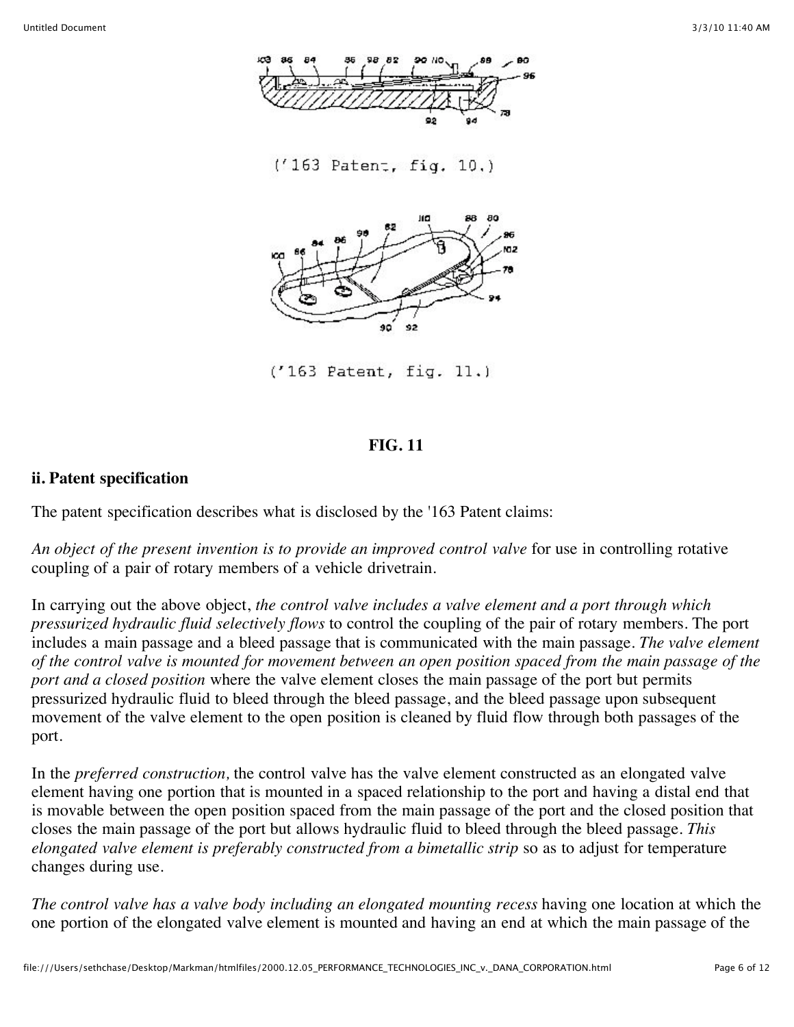('163 Patent, fig. 10.)

('163 Patent, fig. 11.)

**FIG. 11**

**ii. Patent specification**

The patent specification describes what is disclosed by the '163 Patent claims:

*An object of the present invention is to provide an improved control valve* for use in controlling rotative coupling of a pair of rotary members of a vehicle drivetrain.

In carrying out the above object, *the control valve includes a valve element and a port through which pressurized hydraulic fluid selectively flows* to control the coupling of the pair of rotary members. The port includes a main passage and a bleed passage that is communicated with the main passage. *The valve element of the control valve is mounted for movement between an open position spaced from the main passage of the port and a closed position* where the valve element closes the main passage of the port but permits pressurized hydraulic fluid to bleed through the bleed passage, and the bleed passage upon subsequent movement of the valve element to the open position is cleaned by fluid flow through both passages of the port.

In the *preferred construction,* the control valve has the valve element constructed as an elongated valve element having one portion that is mounted in a spaced relationship to the port and having a distal end that is movable between the open position spaced from the main passage of the port and the closed position that closes the main passage of the port but allows hydraulic fluid to bleed through the bleed passage. *This elongated valve element is preferably constructed from a bimetallic strip* so as to adjust for temperature changes during use.

*The control valve has a valve body including an elongated mounting recess* having one location at which the one portion of the elongated valve element is mounted and having an end at which the main passage of the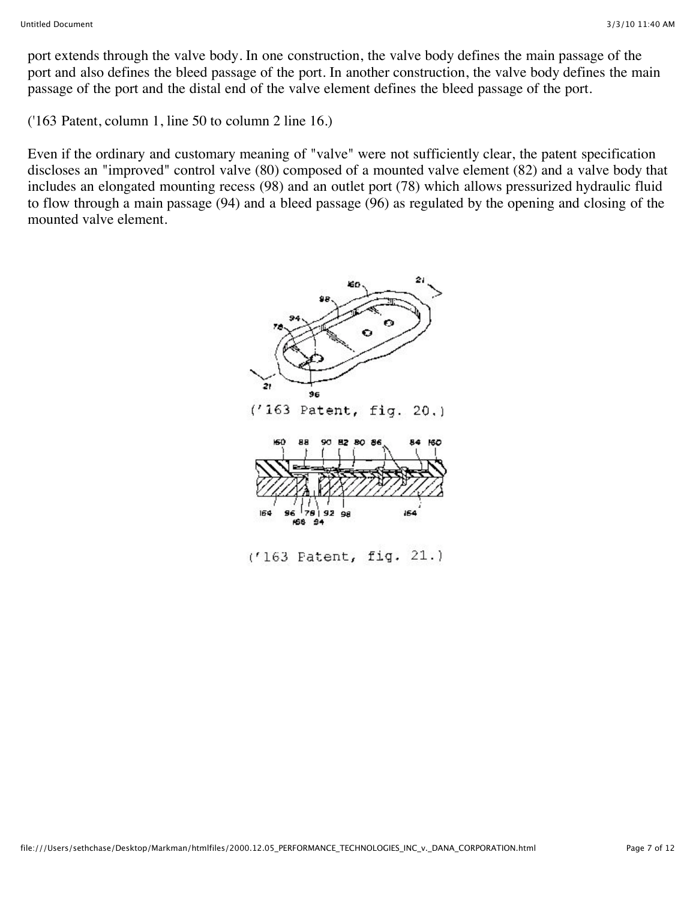port extends through the valve body. In one construction, the valve body defines the main passage of the port and also defines the bleed passage of the port. In another construction, the valve body defines the main passage of the port and the distal end of the valve element defines the bleed passage of the port.

('163 Patent, column 1, line 50 to column 2 line 16.)

Even if the ordinary and customary meaning of "valve" were not sufficiently clear, the patent specification discloses an "improved" control valve (80) composed of a mounted valve element (82) and a valve body that includes an elongated mounting recess (98) and an outlet port (78) which allows pressurized hydraulic fluid to flow through a main passage (94) and a bleed passage (96) as regulated by the opening and closing of the mounted valve element.

('163 Patent, fig. 20.)

('163 Patent, fig. 21.)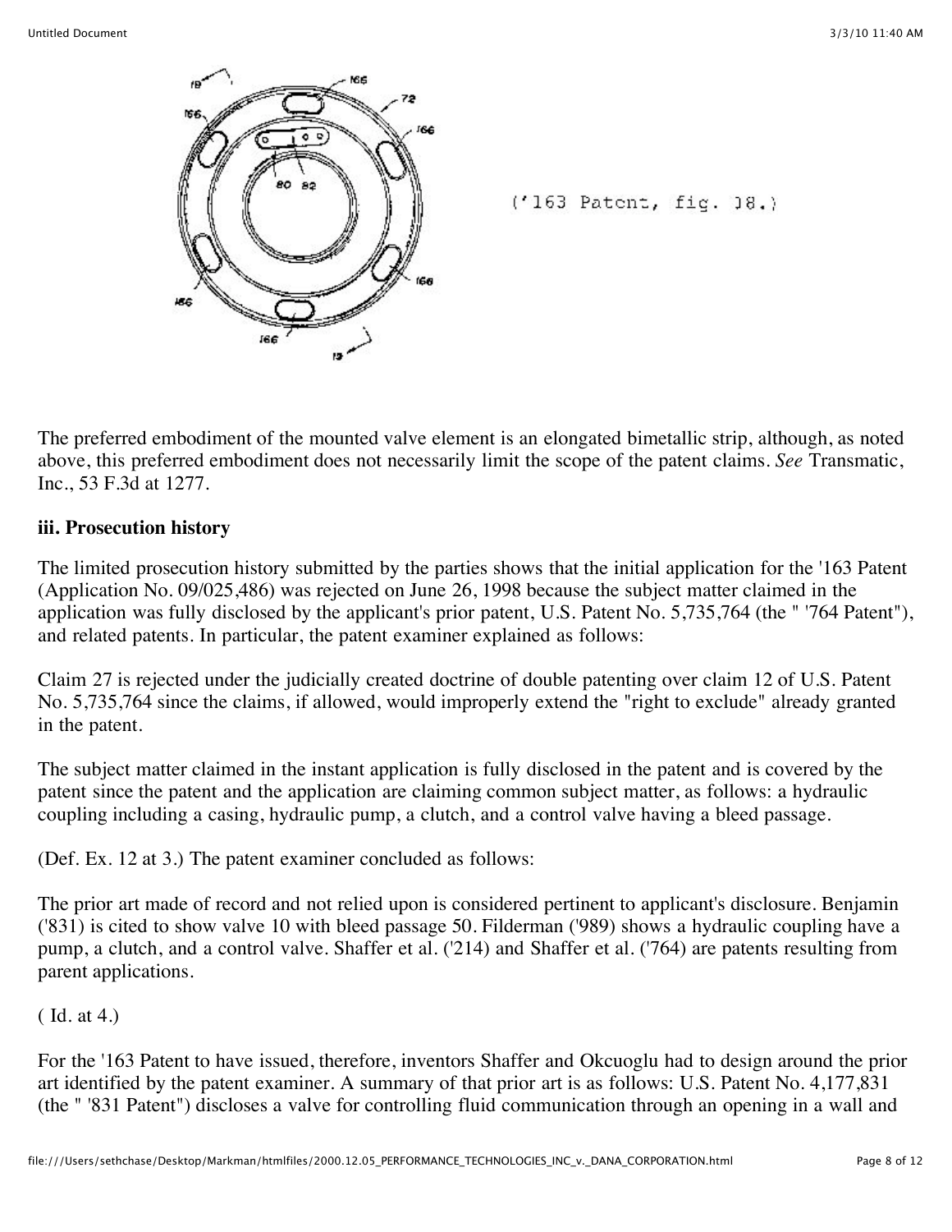('163 Patent, fig. 18.)

The preferred embodiment of the mounted valve element is an elongated bimetallic strip, although, as noted above, this preferred embodiment does not necessarily limit the scope of the patent claims. *See* Transmatic, Inc., 53 F.3d at 1277.

**iii. Prosecution history**

The limited prosecution history submitted by the parties shows that the initial application for the '163 Patent (Application No. 09/025,486) was rejected on June 26, 1998 because the subject matter claimed in the application was fully disclosed by the applicant's prior patent, U.S. Patent No. 5,735,764 (the " '764 Patent"), and related patents. In particular, the patent examiner explained as follows:

Claim 27 is rejected under the judicially created doctrine of double patenting over claim 12 of U.S. Patent No. 5,735,764 since the claims, if allowed, would improperly extend the "right to exclude" already granted in the patent.

The subject matter claimed in the instant application is fully disclosed in the patent and is covered by the patent since the patent and the application are claiming common subject matter, as follows: a hydraulic coupling including a casing, hydraulic pump, a clutch, and a control valve having a bleed passage.

(Def. Ex. 12 at 3.) The patent examiner concluded as follows:

The prior art made of record and not relied upon is considered pertinent to applicant's disclosure. Benjamin ('831) is cited to show valve 10 with bleed passage 50. Filderman ('989) shows a hydraulic coupling have a pump, a clutch, and a control valve. Shaffer et al. ('214) and Shaffer et al. ('764) are patents resulting from parent applications.

( Id. at 4.)

For the '163 Patent to have issued, therefore, inventors Shaffer and Okcuoglu had to design around the prior art identified by the patent examiner. A summary of that prior art is as follows: U.S. Patent No. 4,177,831 (the " '831 Patent") discloses a valve for controlling fluid communication through an opening in a wall and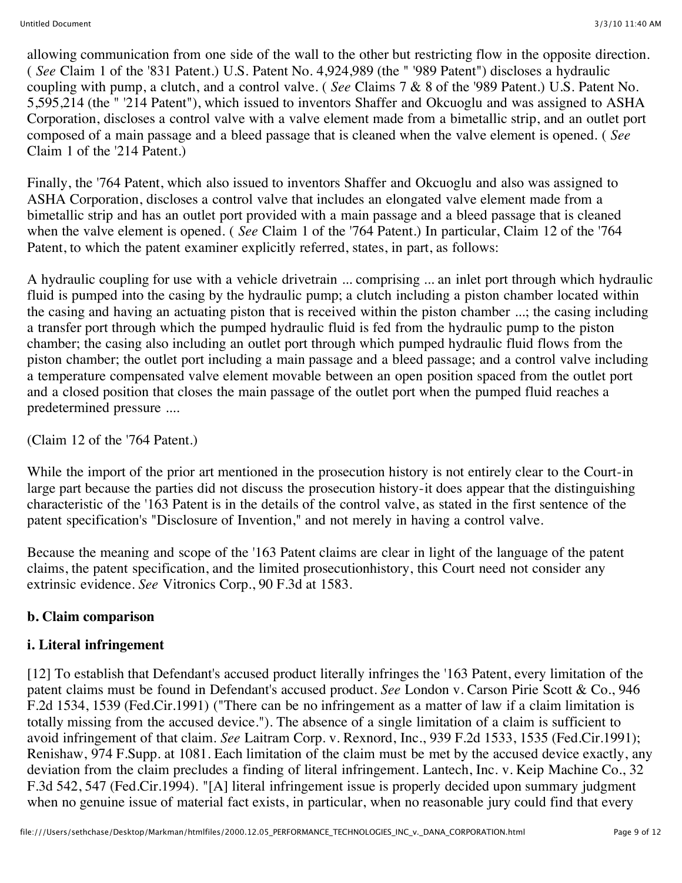allowing communication from one side of the wall to the other but restricting flow in the opposite direction. ( *See* Claim 1 of the '831 Patent.) U.S. Patent No. 4,924,989 (the " '989 Patent") discloses a hydraulic coupling with pump, a clutch, and a control valve. ( *See* Claims 7 & 8 of the '989 Patent.) U.S. Patent No. 5,595,214 (the " '214 Patent"), which issued to inventors Shaffer and Okcuoglu and was assigned to ASHA Corporation, discloses a control valve with a valve element made from a bimetallic strip, and an outlet port composed of a main passage and a bleed passage that is cleaned when the valve element is opened. ( *See* Claim 1 of the '214 Patent.)

Finally, the '764 Patent, which also issued to inventors Shaffer and Okcuoglu and also was assigned to ASHA Corporation, discloses a control valve that includes an elongated valve element made from a bimetallic strip and has an outlet port provided with a main passage and a bleed passage that is cleaned when the valve element is opened. ( *See* Claim 1 of the '764 Patent.) In particular, Claim 12 of the '764 Patent, to which the patent examiner explicitly referred, states, in part, as follows:

A hydraulic coupling for use with a vehicle drivetrain ... comprising ... an inlet port through which hydraulic fluid is pumped into the casing by the hydraulic pump; a clutch including a piston chamber located within the casing and having an actuating piston that is received within the piston chamber ...; the casing including a transfer port through which the pumped hydraulic fluid is fed from the hydraulic pump to the piston chamber; the casing also including an outlet port through which pumped hydraulic fluid flows from the piston chamber; the outlet port including a main passage and a bleed passage; and a control valve including a temperature compensated valve element movable between an open position spaced from the outlet port and a closed position that closes the main passage of the outlet port when the pumped fluid reaches a predetermined pressure ....

(Claim 12 of the '764 Patent.)

While the import of the prior art mentioned in the prosecution history is not entirely clear to the Court-in large part because the parties did not discuss the prosecution history-it does appear that the distinguishing characteristic of the '163 Patent is in the details of the control valve, as stated in the first sentence of the patent specification's "Disclosure of Invention," and not merely in having a control valve.

Because the meaning and scope of the '163 Patent claims are clear in light of the language of the patent claims, the patent specification, and the limited prosecutionhistory, this Court need not consider any extrinsic evidence. *See* Vitronics Corp., 90 F.3d at 1583.

**b. Claim comparison**

**i. Literal infringement**

[12] To establish that Defendant's accused product literally infringes the '163 Patent, every limitation of the patent claims must be found in Defendant's accused product. *See* London v. Carson Pirie Scott & Co., 946 F.2d 1534, 1539 (Fed.Cir.1991) ("There can be no infringement as a matter of law if a claim limitation is totally missing from the accused device."). The absence of a single limitation of a claim is sufficient to avoid infringement of that claim. *See* Laitram Corp. v. Rexnord, Inc., 939 F.2d 1533, 1535 (Fed.Cir.1991); Renishaw, 974 F.Supp. at 1081. Each limitation of the claim must be met by the accused device exactly, any deviation from the claim precludes a finding of literal infringement. Lantech, Inc. v. Keip Machine Co., 32 F.3d 542, 547 (Fed.Cir.1994). "[A] literal infringement issue is properly decided upon summary judgment when no genuine issue of material fact exists, in particular, when no reasonable jury could find that every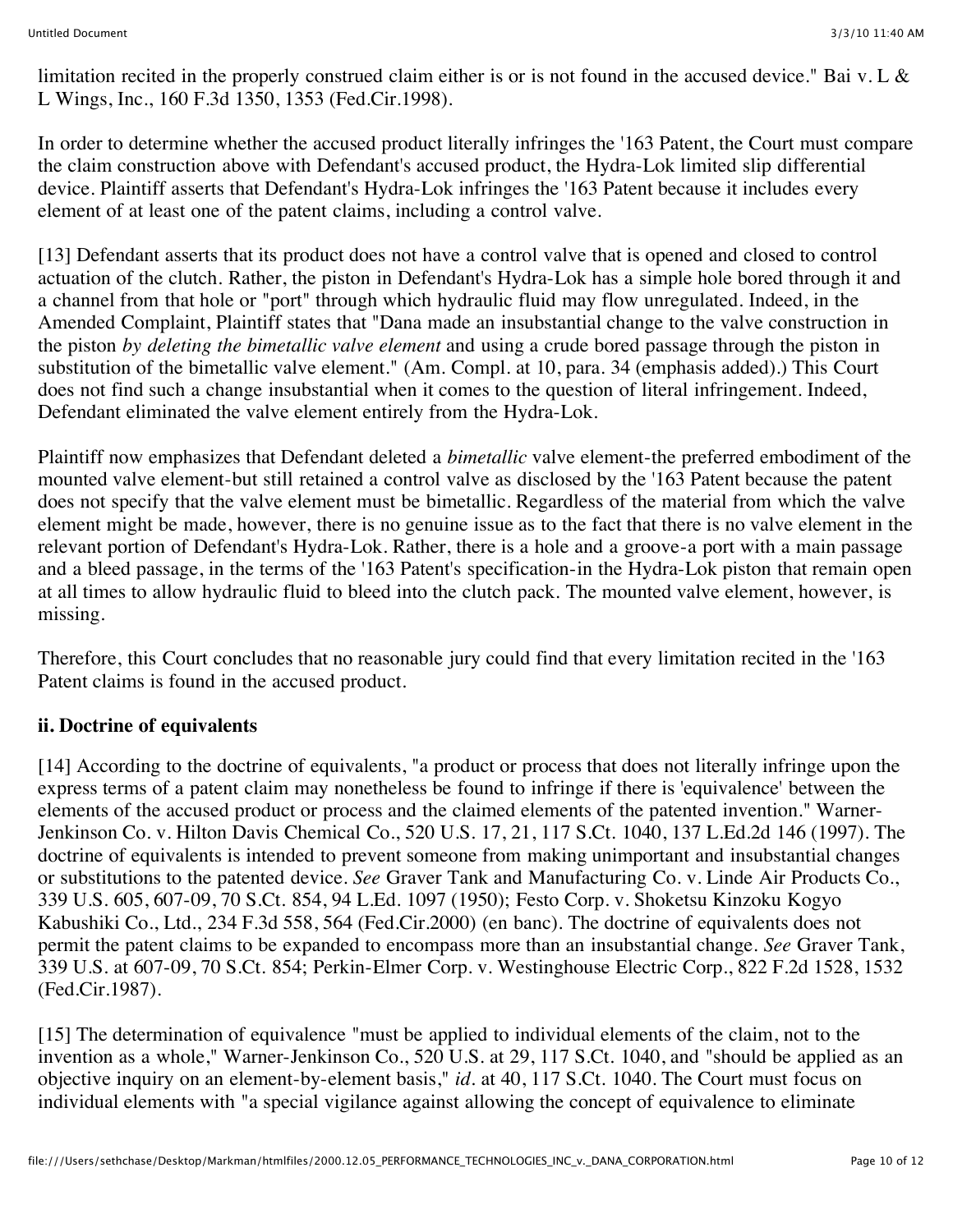limitation recited in the properly construed claim either is or is not found in the accused device." Bai v. L & L Wings, Inc., 160 F.3d 1350, 1353 (Fed.Cir.1998).

In order to determine whether the accused product literally infringes the '163 Patent, the Court must compare the claim construction above with Defendant's accused product, the Hydra-Lok limited slip differential device. Plaintiff asserts that Defendant's Hydra-Lok infringes the '163 Patent because it includes every element of at least one of the patent claims, including a control valve.

[13] Defendant asserts that its product does not have a control valve that is opened and closed to control actuation of the clutch. Rather, the piston in Defendant's Hydra-Lok has a simple hole bored through it and a channel from that hole or "port" through which hydraulic fluid may flow unregulated. Indeed, in the Amended Complaint, Plaintiff states that "Dana made an insubstantial change to the valve construction in the piston *by deleting the bimetallic valve element* and using a crude bored passage through the piston in substitution of the bimetallic valve element." (Am. Compl. at 10, para. 34 (emphasis added).) This Court does not find such a change insubstantial when it comes to the question of literal infringement. Indeed, Defendant eliminated the valve element entirely from the Hydra-Lok.

Plaintiff now emphasizes that Defendant deleted a *bimetallic* valve element-the preferred embodiment of the mounted valve element-but still retained a control valve as disclosed by the '163 Patent because the patent does not specify that the valve element must be bimetallic. Regardless of the material from which the valve element might be made, however, there is no genuine issue as to the fact that there is no valve element in the relevant portion of Defendant's Hydra-Lok. Rather, there is a hole and a groove-a port with a main passage and a bleed passage, in the terms of the '163 Patent's specification-in the Hydra-Lok piston that remain open at all times to allow hydraulic fluid to bleed into the clutch pack. The mounted valve element, however, is missing.

Therefore, this Court concludes that no reasonable jury could find that every limitation recited in the '163 Patent claims is found in the accused product.

### ii. Doctrine of equivalents

[14] According to the doctrine of equivalents, "a product or process that does not literally infringe upon the express terms of a patent claim may nonetheless be found to infringe if there is 'equivalence' between the elements of the accused product or process and the claimed elements of the patented invention." Warner-Jenkinson Co. v. Hilton Davis Chemical Co., 520 U.S. 17, 21, 117 S.Ct. 1040, 137 L.Ed.2d 146 (1997). The doctrine of equivalents is intended to prevent someone from making unimportant and insubstantial changes or substitutions to the patented device. *See* Graver Tank and Manufacturing Co. v. Linde Air Products Co., 339 U.S. 605, 607-09, 70 S.Ct. 854, 94 L.Ed. 1097 (1950); Festo Corp. v. Shoketsu Kinzoku Kogyo Kabushiki Co., Ltd., 234 F.3d 558, 564 (Fed.Cir.2000) (en banc). The doctrine of equivalents does not permit the patent claims to be expanded to encompass more than an insubstantial change. *See* Graver Tank, 339 U.S. at 607-09, 70 S.Ct. 854; Perkin-Elmer Corp. v. Westinghouse Electric Corp., 822 F.2d 1528, 1532 (Fed.Cir.1987).

[15] The determination of equivalence "must be applied to individual elements of the claim, not to the invention as a whole," Warner-Jenkinson Co., 520 U.S. at 29, 117 S.Ct. 1040, and "should be applied as an objective inquiry on an element-by-element basis," *id.* at 40, 117 S.Ct. 1040. The Court must focus on individual elements with "a special vigilance against allowing the concept of equivalence to eliminate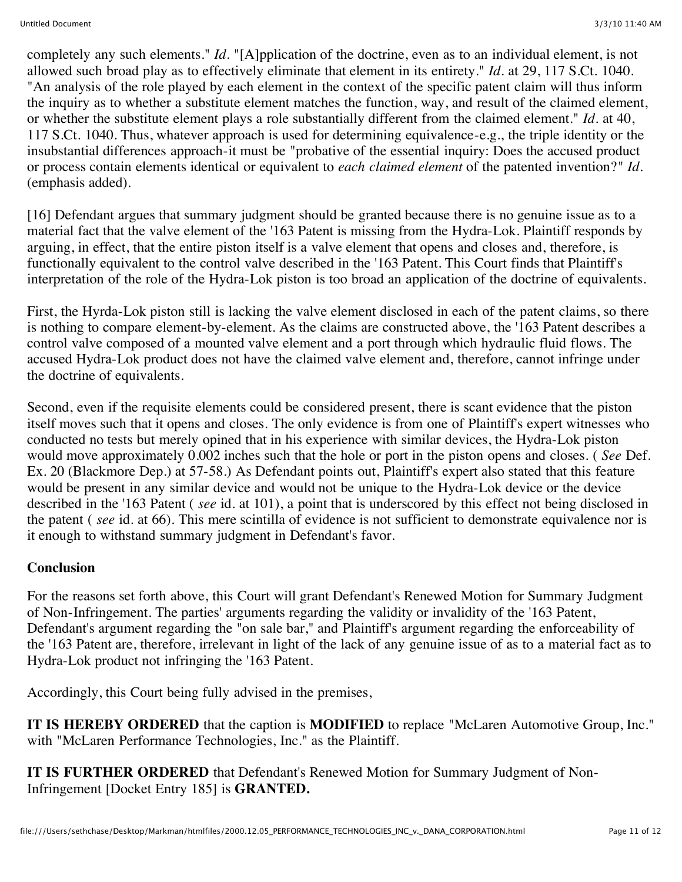completely any such elements." *Id.* "[A]pplication of the doctrine, even as to an individual element, is not allowed such broad play as to effectively eliminate that element in its entirety." *Id.* at 29, 117 S.Ct. 1040. "An analysis of the role played by each element in the context of the specific patent claim will thus inform the inquiry as to whether a substitute element matches the function, way, and result of the claimed element, or whether the substitute element plays a role substantially different from the claimed element." *Id.* at 40, 117 S.Ct. 1040. Thus, whatever approach is used for determining equivalence-e.g., the triple identity or the insubstantial differences approach-it must be "probative of the essential inquiry: Does the accused product or process contain elements identical or equivalent to *each claimed element* of the patented invention?" *Id.* (emphasis added).

[16] Defendant argues that summary judgment should be granted because there is no genuine issue as to a material fact that the valve element of the '163 Patent is missing from the Hydra-Lok. Plaintiff responds by arguing, in effect, that the entire piston itself is a valve element that opens and closes and, therefore, is functionally equivalent to the control valve described in the '163 Patent. This Court finds that Plaintiff's interpretation of the role of the Hydra-Lok piston is too broad an application of the doctrine of equivalents.

First, the Hyrda-Lok piston still is lacking the valve element disclosed in each of the patent claims, so there is nothing to compare element-by-element. As the claims are constructed above, the '163 Patent describes a control valve composed of a mounted valve element and a port through which hydraulic fluid flows. The accused Hydra-Lok product does not have the claimed valve element and, therefore, cannot infringe under the doctrine of equivalents.

Second, even if the requisite elements could be considered present, there is scant evidence that the piston itself moves such that it opens and closes. The only evidence is from one of Plaintiff's expert witnesses who conducted no tests but merely opined that in his experience with similar devices, the Hydra-Lok piston would move approximately 0.002 inches such that the hole or port in the piston opens and closes. ( *See* Def. Ex. 20 (Blackmore Dep.) at 57-58.) As Defendant points out, Plaintiff's expert also stated that this feature would be present in any similar device and would not be unique to the Hydra-Lok device or the device described in the '163 Patent ( *see* id. at 101), a point that is underscored by this effect not being disclosed in the patent ( *see* id. at 66). This mere scintilla of evidence is not sufficient to demonstrate equivalence nor is it enough to withstand summary judgment in Defendant's favor.

**Conclusion**

For the reasons set forth above, this Court will grant Defendant's Renewed Motion for Summary Judgment of Non-Infringement. The parties' arguments regarding the validity or invalidity of the '163 Patent, Defendant's argument regarding the "on sale bar," and Plaintiff's argument regarding the enforceability of the '163 Patent are, therefore, irrelevant in light of the lack of any genuine issue of as to a material fact as to Hydra-Lok product not infringing the '163 Patent.

Accordingly, this Court being fully advised in the premises,

**IT IS HEREBY ORDERED** that the caption is **MODIFIED** to replace "McLaren Automotive Group, Inc." with "McLaren Performance Technologies, Inc." as the Plaintiff.

**IT IS FURTHER ORDERED** that Defendant's Renewed Motion for Summary Judgment of Non-Infringement [Docket Entry 185] is **GRANTED.**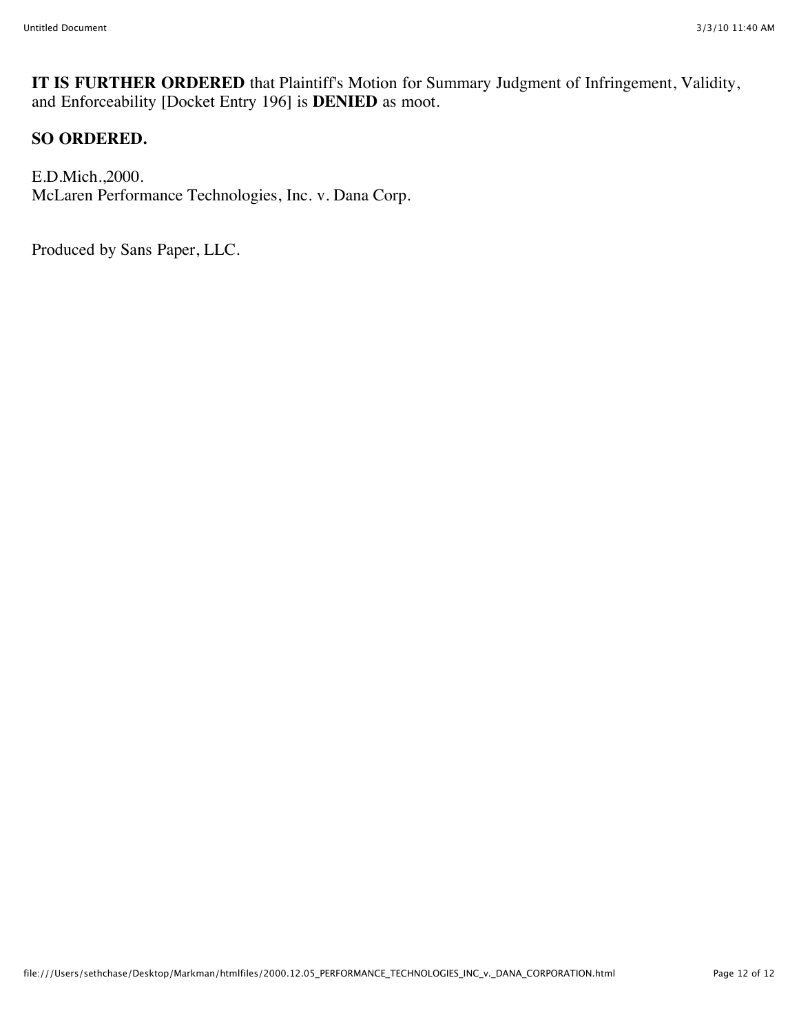**IT IS FURTHER ORDERED** that Plaintiff's Motion for Summary Judgment of Infringement, Validity, and Enforceability [Docket Entry 196] is **DENIED** as moot.

**SO ORDERED.**

E.D.Mich.,2000.
McLaren Performance Technologies, Inc. v. Dana Corp.

Produced by Sans Paper, LLC.